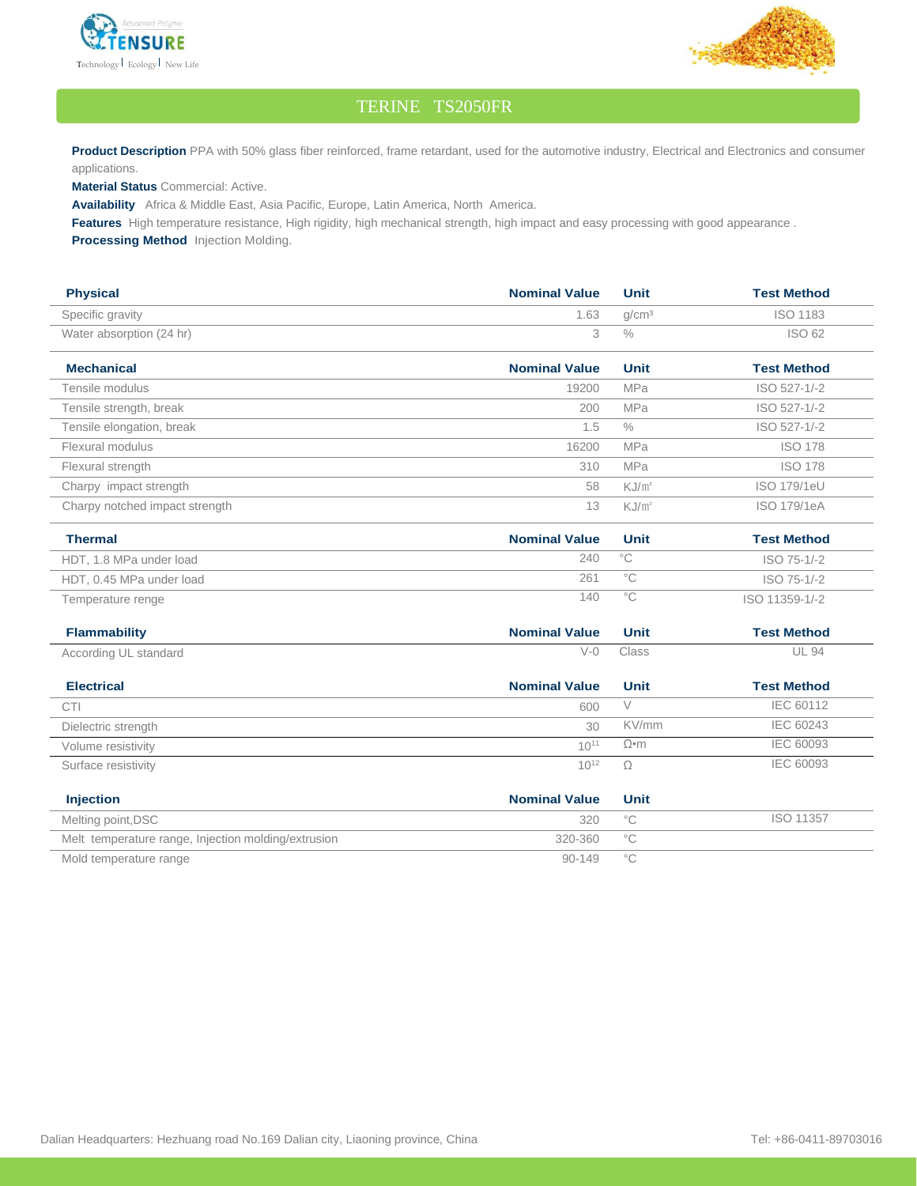# TERINE TS2050FR

**Product Description** PPA with 50% glass fiber reinforced, frame retardant, used for the automotive industry, Electrical and Electronics and consumer applications.

**Material Status** Commercial: Active.

**Availability** Africa & Middle East, Asia Pacific, Europe, Latin America, North America.

**Features** High temperature resistance, High rigidity, high mechanical strength, high impact and easy processing with good appearance .

**Processing Method** Injection Molding.

| Physical | Nominal Value | Unit | Test Method |
|---|---|---|---|
| Specific gravity | 1.63 | g/cm³ | ISO 1183 |
| Water absorption (24 hr) | 3 | % | ISO 62 |

| Mechanical | Nominal Value | Unit | Test Method |
|---|---|---|---|
| Tensile modulus | 19200 | MPa | ISO 527-1/-2 |
| Tensile strength, break | 200 | MPa | ISO 527-1/-2 |
| Tensile elongation, break | 1.5 | % | ISO 527-1/-2 |
| Flexural modulus | 16200 | MPa | ISO 178 |
| Flexural strength | 310 | MPa | ISO 178 |
| Charpy impact strength | 58 | KJ/㎡ | ISO 179/1eU |
| Charpy notched impact strength | 13 | KJ/㎡ | ISO 179/1eA |

| Thermal | Nominal Value | Unit | Test Method |
|---|---|---|---|
| HDT, 1.8 MPa under load | 240 | °C | ISO 75-1/-2 |
| HDT, 0.45 MPa under load | 261 | °C | ISO 75-1/-2 |
| Temperature renge | 140 | °C | ISO 11359-1/-2 |

| Flammability | Nominal Value | Unit | Test Method |
|---|---|---|---|
| According UL standard | V-0 | Class | UL 94 |

| Electrical | Nominal Value | Unit | Test Method |
|---|---|---|---|
| CTI | 600 | V | IEC 60112 |
| Dielectric strength | 30 | KV/mm | IEC 60243 |
| Volume resistivity | $10^{11}$ | Ω•m | IEC 60093 |
| Surface resistivity | $10^{12}$ | Ω | IEC 60093 |

| Injection | Nominal Value | Unit | |
|---|---|---|---|
| Melting point,DSC | 320 | °C | ISO 11357 |
| Melt temperature range, Injection molding/extrusion | 320-360 | °C | |
| Mold temperature range | 90-149 | °C | |

Dalian Headquarters: Hezhuang road No.169 Dalian city, Liaoning province, China

Tel: +86-0411-89703016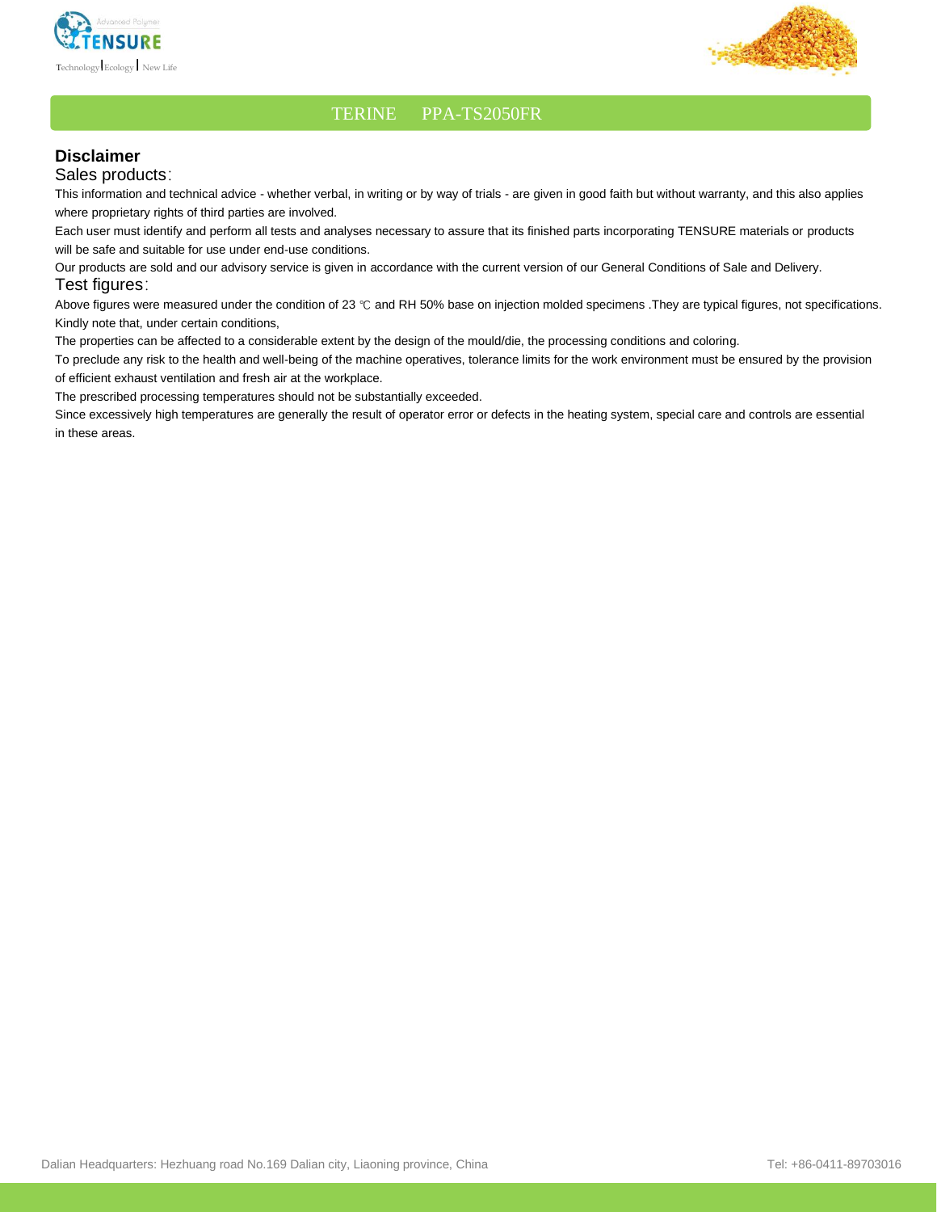TERINE　PPA-TS2050FR

## Disclaimer

### Sales products:

This information and technical advice - whether verbal, in writing or by way of trials - are given in good faith but without warranty, and this also applies where proprietary rights of third parties are involved.

Each user must identify and perform all tests and analyses necessary to assure that its finished parts incorporating TENSURE materials or products will be safe and suitable for use under end-use conditions.

Our products are sold and our advisory service is given in accordance with the current version of our General Conditions of Sale and Delivery.

### Test figures:

Above figures were measured under the condition of 23 ℃ and RH 50% base on injection molded specimens .They are typical figures, not specifications. Kindly note that, under certain conditions,

The properties can be affected to a considerable extent by the design of the mould/die, the processing conditions and coloring.

To preclude any risk to the health and well-being of the machine operatives, tolerance limits for the work environment must be ensured by the provision of efficient exhaust ventilation and fresh air at the workplace.

The prescribed processing temperatures should not be substantially exceeded.

Since excessively high temperatures are generally the result of operator error or defects in the heating system, special care and controls are essential in these areas.